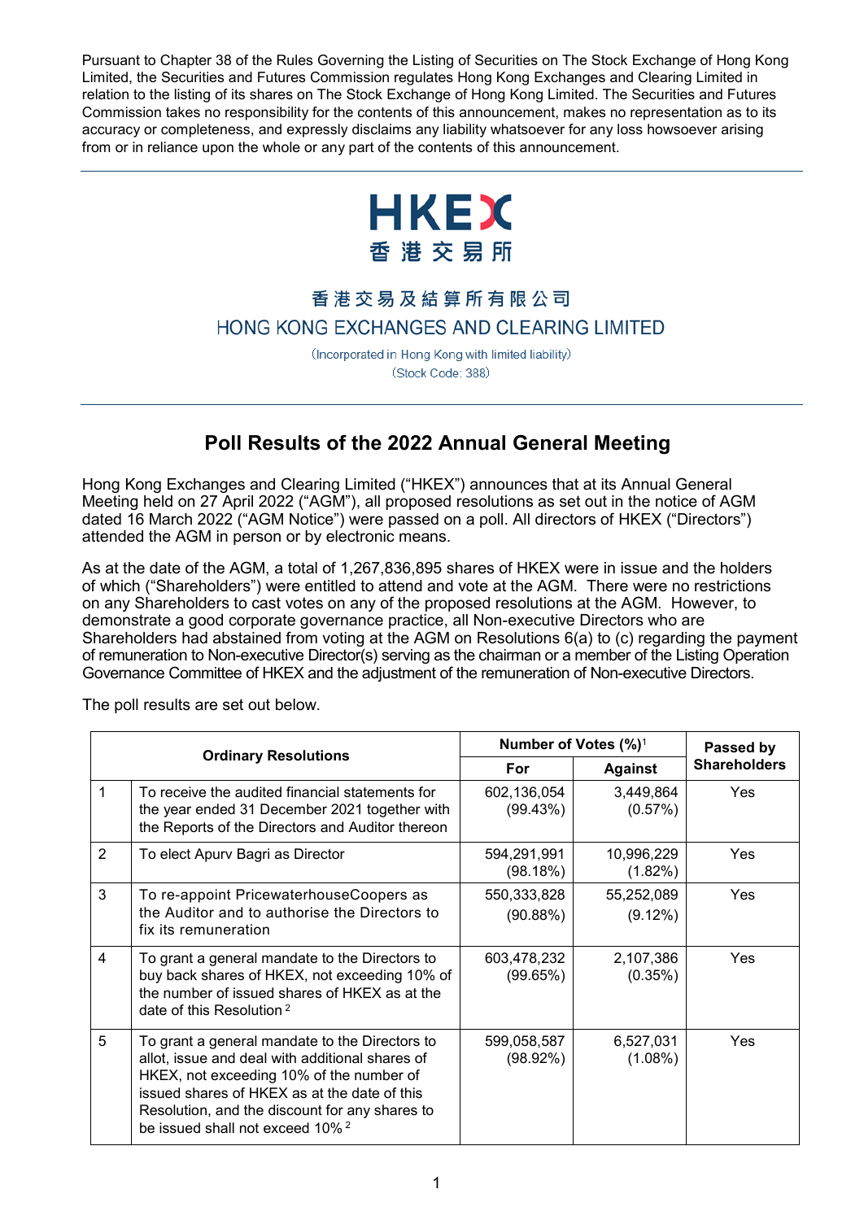Pursuant to Chapter 38 of the Rules Governing the Listing of Securities on The Stock Exchange of Hong Kong Limited, the Securities and Futures Commission regulates Hong Kong Exchanges and Clearing Limited in relation to the listing of its shares on The Stock Exchange of Hong Kong Limited. The Securities and Futures Commission takes no responsibility for the contents of this announcement, makes no representation as to its accuracy or completeness, and expressly disclaims any liability whatsoever for any loss howsoever arising from or in reliance upon the whole or any part of the contents of this announcement.

HKEX
香港交易所

香港交易及結算所有限公司
HONG KONG EXCHANGES AND CLEARING LIMITED

(Incorporated in Hong Kong with limited liability)
(Stock Code: 388)

## Poll Results of the 2022 Annual General Meeting

Hong Kong Exchanges and Clearing Limited ("HKEX") announces that at its Annual General Meeting held on 27 April 2022 ("AGM"), all proposed resolutions as set out in the notice of AGM dated 16 March 2022 ("AGM Notice") were passed on a poll. All directors of HKEX ("Directors") attended the AGM in person or by electronic means.

As at the date of the AGM, a total of 1,267,836,895 shares of HKEX were in issue and the holders of which ("Shareholders") were entitled to attend and vote at the AGM. There were no restrictions on any Shareholders to cast votes on any of the proposed resolutions at the AGM. However, to demonstrate a good corporate governance practice, all Non-executive Directors who are Shareholders had abstained from voting at the AGM on Resolutions 6(a) to (c) regarding the payment of remuneration to Non-executive Director(s) serving as the chairman or a member of the Listing Operation Governance Committee of HKEX and the adjustment of the remuneration of Non-executive Directors.

The poll results are set out below.

| Ordinary Resolutions | | Number of Votes (%)[1] | | Passed by Shareholders |
|---|---|---|---|---|
| | | For | Against | |
| 1 | To receive the audited financial statements for the year ended 31 December 2021 together with the Reports of the Directors and Auditor thereon | 602,136,054 (99.43%) | 3,449,864 (0.57%) | Yes |
| 2 | To elect Apurv Bagri as Director | 594,291,991 (98.18%) | 10,996,229 (1.82%) | Yes |
| 3 | To re-appoint PricewaterhouseCoopers as the Auditor and to authorise the Directors to fix its remuneration | 550,333,828 (90.88%) | 55,252,089 (9.12%) | Yes |
| 4 | To grant a general mandate to the Directors to buy back shares of HKEX, not exceeding 10% of the number of issued shares of HKEX as at the date of this Resolution[2] | 603,478,232 (99.65%) | 2,107,386 (0.35%) | Yes |
| 5 | To grant a general mandate to the Directors to allot, issue and deal with additional shares of HKEX, not exceeding 10% of the number of issued shares of HKEX as at the date of this Resolution, and the discount for any shares to be issued shall not exceed 10%[2] | 599,058,587 (98.92%) | 6,527,031 (1.08%) | Yes |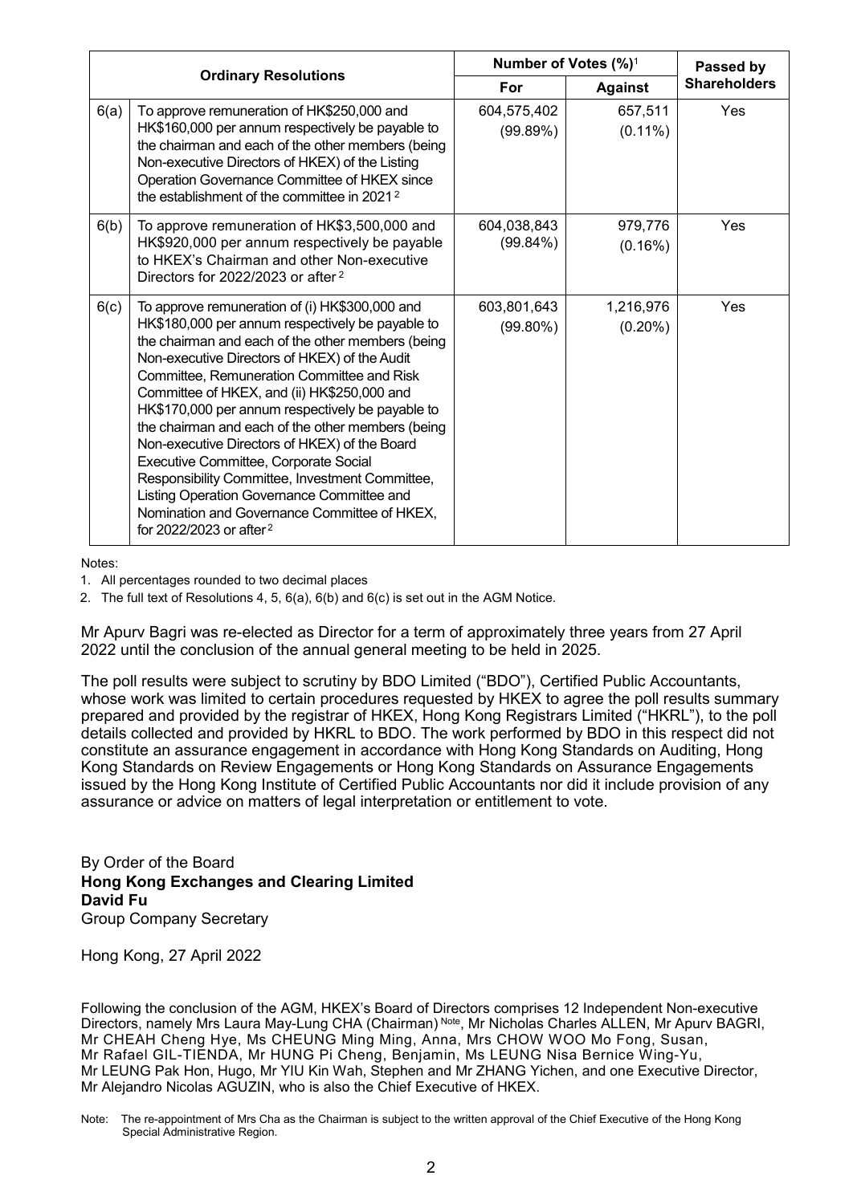| Ordinary Resolutions | | Number of Votes (%)[1] | | Passed by Shareholders |
|---|---|---|---|---|
| | | For | Against | |
| 6(a) | To approve remuneration of HK$250,000 and HK$160,000 per annum respectively be payable to the chairman and each of the other members (being Non-executive Directors of HKEX) of the Listing Operation Governance Committee of HKEX since the establishment of the committee in 2021[2] | 604,575,402 (99.89%) | 657,511 (0.11%) | Yes |
| 6(b) | To approve remuneration of HK$3,500,000 and HK$920,000 per annum respectively be payable to HKEX's Chairman and other Non-executive Directors for 2022/2023 or after[2] | 604,038,843 (99.84%) | 979,776 (0.16%) | Yes |
| 6(c) | To approve remuneration of (i) HK$300,000 and HK$180,000 per annum respectively be payable to the chairman and each of the other members (being Non-executive Directors of HKEX) of the Audit Committee, Remuneration Committee and Risk Committee of HKEX, and (ii) HK$250,000 and HK$170,000 per annum respectively be payable to the chairman and each of the other members (being Non-executive Directors of HKEX) of the Board Executive Committee, Corporate Social Responsibility Committee, Investment Committee, Listing Operation Governance Committee and Nomination and Governance Committee of HKEX, for 2022/2023 or after[2] | 603,801,643 (99.80%) | 1,216,976 (0.20%) | Yes |

Notes:

1. All percentages rounded to two decimal places
2. The full text of Resolutions 4, 5, 6(a), 6(b) and 6(c) is set out in the AGM Notice.

Mr Apurv Bagri was re-elected as Director for a term of approximately three years from 27 April 2022 until the conclusion of the annual general meeting to be held in 2025.

The poll results were subject to scrutiny by BDO Limited ("BDO"), Certified Public Accountants, whose work was limited to certain procedures requested by HKEX to agree the poll results summary prepared and provided by the registrar of HKEX, Hong Kong Registrars Limited ("HKRL"), to the poll details collected and provided by HKRL to BDO. The work performed by BDO in this respect did not constitute an assurance engagement in accordance with Hong Kong Standards on Auditing, Hong Kong Standards on Review Engagements or Hong Kong Standards on Assurance Engagements issued by the Hong Kong Institute of Certified Public Accountants nor did it include provision of any assurance or advice on matters of legal interpretation or entitlement to vote.

By Order of the Board
**Hong Kong Exchanges and Clearing Limited**
**David Fu**
Group Company Secretary

Hong Kong, 27 April 2022

Following the conclusion of the AGM, HKEX's Board of Directors comprises 12 Independent Non-executive Directors, namely Mrs Laura May-Lung CHA (Chairman)[Note], Mr Nicholas Charles ALLEN, Mr Apurv BAGRI, Mr CHEAH Cheng Hye, Ms CHEUNG Ming Ming, Anna, Mrs CHOW WOO Mo Fong, Susan, Mr Rafael GIL-TIENDA, Mr HUNG Pi Cheng, Benjamin, Ms LEUNG Nisa Bernice Wing-Yu, Mr LEUNG Pak Hon, Hugo, Mr YIU Kin Wah, Stephen and Mr ZHANG Yichen, and one Executive Director, Mr Alejandro Nicolas AGUZIN, who is also the Chief Executive of HKEX.

Note: The re-appointment of Mrs Cha as the Chairman is subject to the written approval of the Chief Executive of the Hong Kong Special Administrative Region.